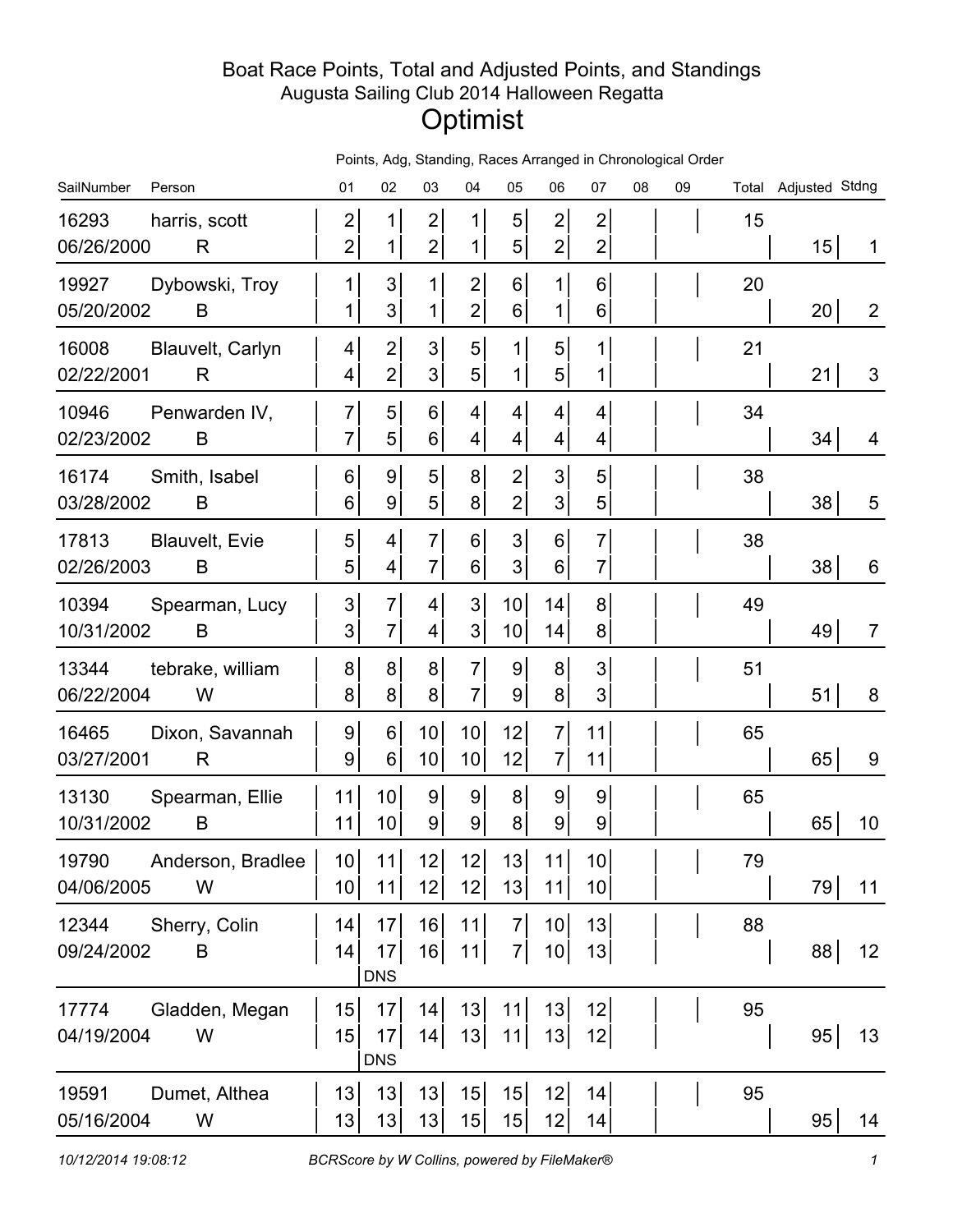# Boat Race Points, Total and Adjusted Points, and Standings

## Augusta Sailing Club 2014 Halloween Regatta

# Optimist

Points, Adg, Standing, Races Arranged in Chronological Order

| SailNumber | Person | 01 | 02 | 03 | 04 | 05 | 06 | 07 | 08 | 09 | Total | Adjusted | Stdng |
|---|---|---|---|---|---|---|---|---|---|---|---|---|---|
| 16293 | harris, scott | 2 | 1 | 2 | 1 | 5 | 2 | 2 | | | 15 | | |
| 06/26/2000 | R | 2 | 1 | 2 | 1 | 5 | 2 | 2 | | | | 15 | 1 |
| 19927 | Dybowski, Troy | 1 | 3 | 1 | 2 | 6 | 1 | 6 | | | 20 | | |
| 05/20/2002 | B | 1 | 3 | 1 | 2 | 6 | 1 | 6 | | | | 20 | 2 |
| 16008 | Blauvelt, Carlyn | 4 | 2 | 3 | 5 | 1 | 5 | 1 | | | 21 | | |
| 02/22/2001 | R | 4 | 2 | 3 | 5 | 1 | 5 | 1 | | | | 21 | 3 |
| 10946 | Penwarden IV, | 7 | 5 | 6 | 4 | 4 | 4 | 4 | | | 34 | | |
| 02/23/2002 | B | 7 | 5 | 6 | 4 | 4 | 4 | 4 | | | | 34 | 4 |
| 16174 | Smith, Isabel | 6 | 9 | 5 | 8 | 2 | 3 | 5 | | | 38 | | |
| 03/28/2002 | B | 6 | 9 | 5 | 8 | 2 | 3 | 5 | | | | 38 | 5 |
| 17813 | Blauvelt, Evie | 5 | 4 | 7 | 6 | 3 | 6 | 7 | | | 38 | | |
| 02/26/2003 | B | 5 | 4 | 7 | 6 | 3 | 6 | 7 | | | | 38 | 6 |
| 10394 | Spearman, Lucy | 3 | 7 | 4 | 3 | 10 | 14 | 8 | | | 49 | | |
| 10/31/2002 | B | 3 | 7 | 4 | 3 | 10 | 14 | 8 | | | | 49 | 7 |
| 13344 | tebrake, william | 8 | 8 | 8 | 7 | 9 | 8 | 3 | | | 51 | | |
| 06/22/2004 | W | 8 | 8 | 8 | 7 | 9 | 8 | 3 | | | | 51 | 8 |
| 16465 | Dixon, Savannah | 9 | 6 | 10 | 10 | 12 | 7 | 11 | | | 65 | | |
| 03/27/2001 | R | 9 | 6 | 10 | 10 | 12 | 7 | 11 | | | | 65 | 9 |
| 13130 | Spearman, Ellie | 11 | 10 | 9 | 9 | 8 | 9 | 9 | | | 65 | | |
| 10/31/2002 | B | 11 | 10 | 9 | 9 | 8 | 9 | 9 | | | | 65 | 10 |
| 19790 | Anderson, Bradlee | 10 | 11 | 12 | 12 | 13 | 11 | 10 | | | 79 | | |
| 04/06/2005 | W | 10 | 11 | 12 | 12 | 13 | 11 | 10 | | | | 79 | 11 |
| 12344 | Sherry, Colin | 14 | 17 | 16 | 11 | 7 | 10 | 13 | | | 88 | | |
| 09/24/2002 | B | 14 | 17 | 16 | 11 | 7 | 10 | 13 | | | | 88 | 12 |
| | | | DNS | | | | | | | | | | |
| 17774 | Gladden, Megan | 15 | 17 | 14 | 13 | 11 | 13 | 12 | | | 95 | | |
| 04/19/2004 | W | 15 | 17 | 14 | 13 | 11 | 13 | 12 | | | | 95 | 13 |
| | | | DNS | | | | | | | | | | |
| 19591 | Dumet, Althea | 13 | 13 | 13 | 15 | 15 | 12 | 14 | | | 95 | | |
| 05/16/2004 | W | 13 | 13 | 13 | 15 | 15 | 12 | 14 | | | | 95 | 14 |

*10/12/2014 19:08:12* *BCRScore by W Collins, powered by FileMaker®*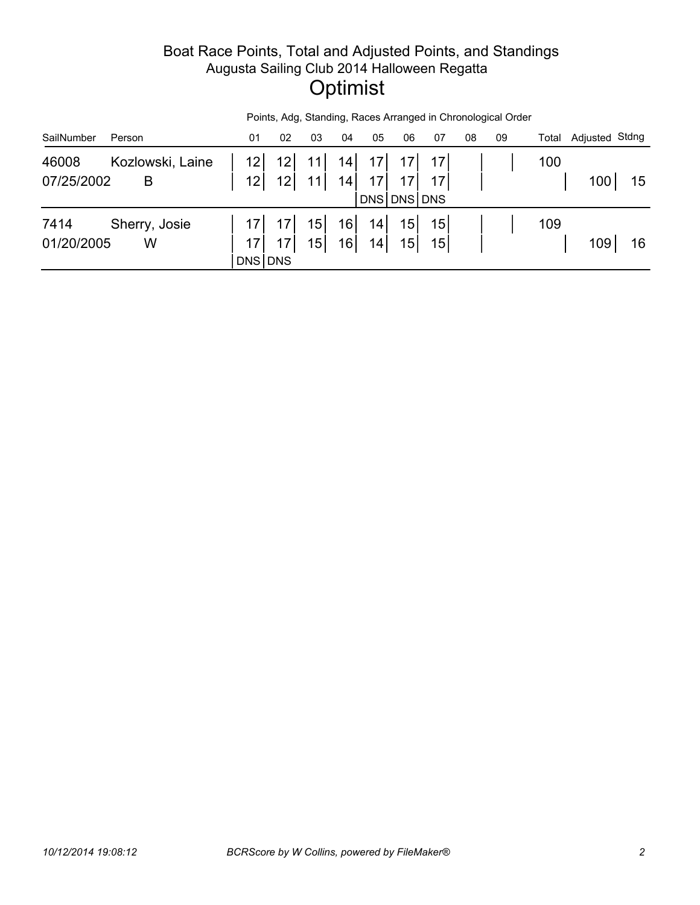# Boat Race Points, Total and Adjusted Points, and Standings

## Augusta Sailing Club 2014 Halloween Regatta

# Optimist

Points, Adg, Standing, Races Arranged in Chronological Order

| SailNumber | Person | 01 | 02 | 03 | 04 | 05 | 06 | 07 | 08 | 09 | Total | Adjusted | Stdng |
|---|---|---|---|---|---|---|---|---|---|---|---|---|---|
| 46008 | Kozlowski, Laine | 12 | 12 | 11 | 14 | 17 | 17 | 17 | | | 100 | | |
| 07/25/2002 | B | 12 | 12 | 11 | 14 | 17 | 17 | 17 | | | | 100 | 15 |
| | | | | | | DNS | DNS | DNS | | | | | |
| 7414 | Sherry, Josie | 17 | 17 | 15 | 16 | 14 | 15 | 15 | | | 109 | | |
| 01/20/2005 | W | 17 | 17 | 15 | 16 | 14 | 15 | 15 | | | | 109 | 16 |
| | | DNS | DNS | | | | | | | | | | |

*10/12/2014 19:08:12* *BCRScore by W Collins, powered by FileMaker®*